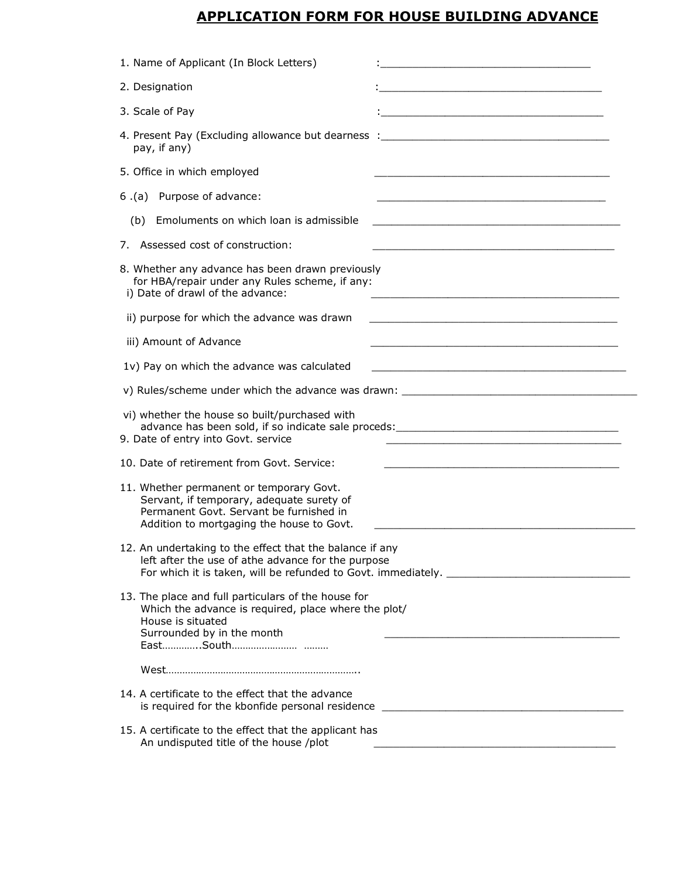# APPLICATION FORM FOR HOUSE BUILDING ADVANCE

1. Name of Applicant (In Block Letters) :____________________________________

2. Designation :______________________________________

3. Scale of Pay :______________________________________

4. Present Pay (Excluding allowance but dearness pay, if any) :________________________________________

5. Office in which employed ________________________________________

6 .(a) Purpose of advance: ________________________________________

   (b) Emoluments on which loan is admissible ____________________________________________

7. Assessed cost of construction: ___________________________________________

8. Whether any advance has been drawn previously for HBA/repair under any Rules scheme, if any:
   i) Date of drawl of the advance: ____________________________________________
   ii) purpose for which the advance was drawn ____________________________________________
   iii) Amount of Advance ____________________________________________
   1v) Pay on which the advance was calculated ____________________________________________
   v) Rules/scheme under which the advance was drawn: __________________________________________
   vi) whether the house so built/purchased with advance has been sold, if so indicate sale proceds:_______________________________________

9. Date of entry into Govt. service __________________________________________

10. Date of retirement from Govt. Service: __________________________________________

11. Whether permanent or temporary Govt. Servant, if temporary, adequate surety of Permanent Govt. Servant be furnished in Addition to mortgaging the house to Govt. ______________________________________________

12. An undertaking to the effect that the balance if any left after the use of athe advance for the purpose For which it is taken, will be refunded to Govt. immediately. ________________________________

13. The place and full particulars of the house for Which the advance is required, place where the plot/ House is situated Surrounded by in the month __________________________________________
    East…………..South…………………… ………
    
    West……………………………………………………………..

14. A certificate to the effect that the advance is required for the kbonfide personal residence ___________________________________________

15. A certificate to the effect that the applicant has An undisputed title of the house /plot ___________________________________________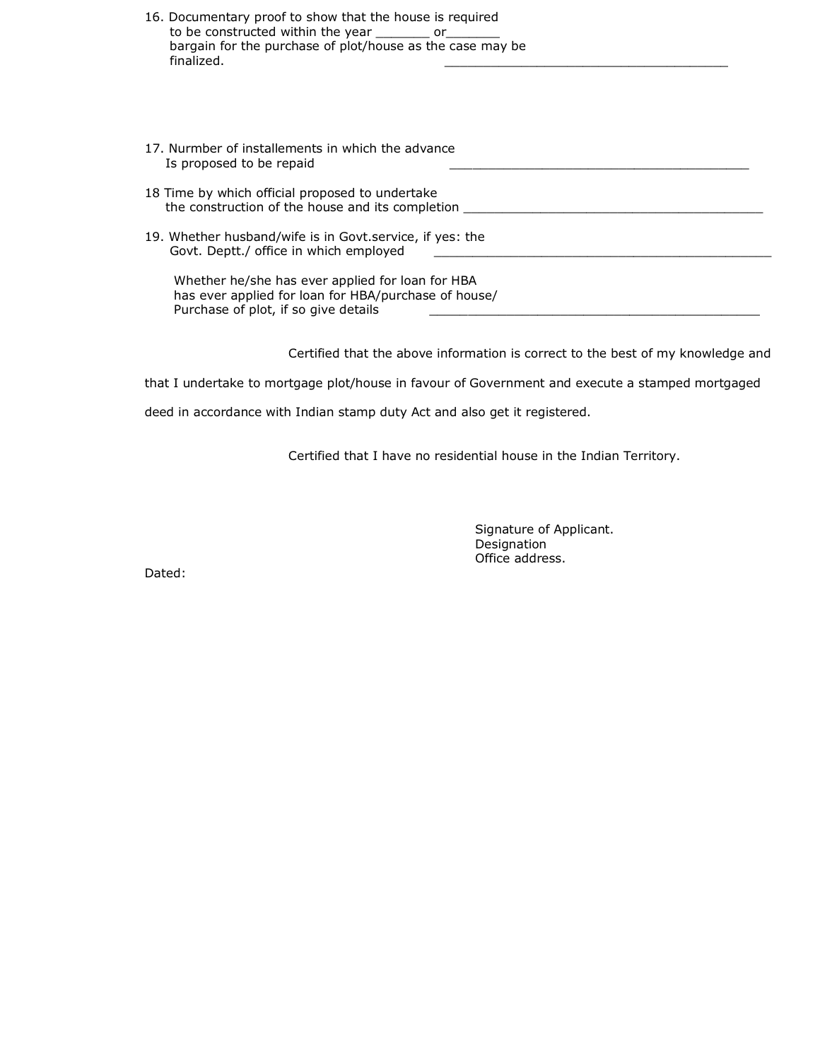16. Documentary proof to show that the house is required to be constructed within the year _______ or_______ bargain for the purchase of plot/house as the case may be finalized. _______________________________________

17. Nurmber of installements in which the advance Is proposed to be repaid _________________________________________

18 Time by which official proposed to undertake the construction of the house and its completion _________________________________________

19. Whether husband/wife is in Govt.service, if yes: the Govt. Deptt./ office in which employed ______________________________________________

    Whether he/she has ever applied for loan for HBA has ever applied for loan for HBA/purchase of house/ Purchase of plot, if so give details _____________________________________________

Certified that the above information is correct to the best of my knowledge and that I undertake to mortgage plot/house in favour of Government and execute a stamped mortgaged deed in accordance with Indian stamp duty Act and also get it registered.

Certified that I have no residential house in the Indian Territory.

Signature of Applicant.
Designation
Office address.

Dated: